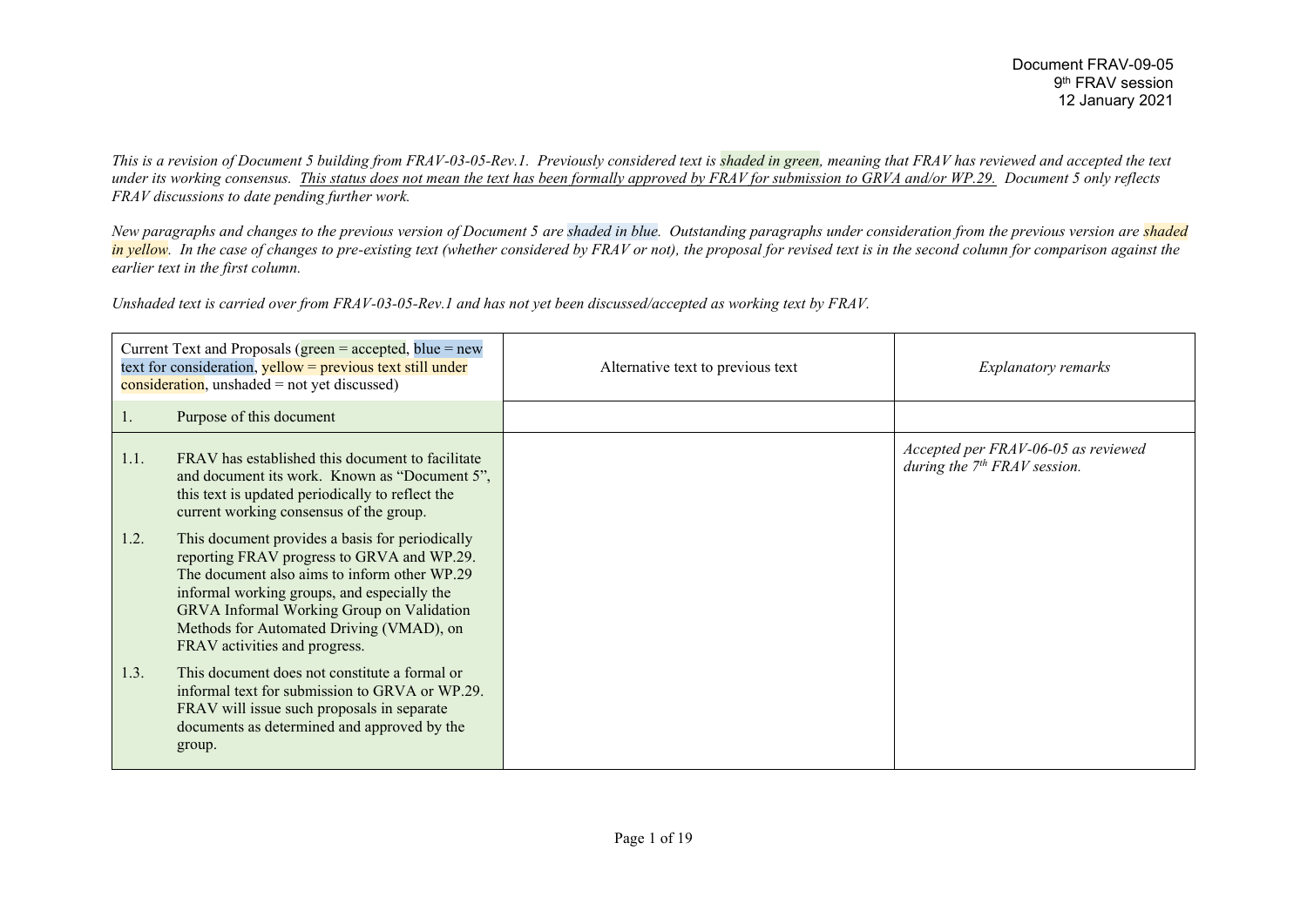Document FRAV-09-05
9th FRAV session
12 January 2021

*This is a revision of Document 5 building from FRAV-03-05-Rev.1. Previously considered text is shaded in green, meaning that FRAV has reviewed and accepted the text under its working consensus. This status does not mean the text has been formally approved by FRAV for submission to GRVA and/or WP.29. Document 5 only reflects FRAV discussions to date pending further work.*

*New paragraphs and changes to the previous version of Document 5 are shaded in blue. Outstanding paragraphs under consideration from the previous version are shaded in yellow. In the case of changes to pre-existing text (whether considered by FRAV or not), the proposal for revised text is in the second column for comparison against the earlier text in the first column.*

*Unshaded text is carried over from FRAV-03-05-Rev.1 and has not yet been discussed/accepted as working text by FRAV.*

| Current Text and Proposals (green = accepted, blue = new text for consideration, yellow = previous text still under consideration, unshaded = not yet discussed) | Alternative text to previous text | *Explanatory remarks* |
|---|---|---|
| 1. Purpose of this document | | |
| 1.1. FRAV has established this document to facilitate and document its work. Known as "Document 5", this text is updated periodically to reflect the current working consensus of the group.<br><br>1.2. This document provides a basis for periodically reporting FRAV progress to GRVA and WP.29. The document also aims to inform other WP.29 informal working groups, and especially the GRVA Informal Working Group on Validation Methods for Automated Driving (VMAD), on FRAV activities and progress.<br><br>1.3. This document does not constitute a formal or informal text for submission to GRVA or WP.29. FRAV will issue such proposals in separate documents as determined and approved by the group. | | *Accepted per FRAV-06-05 as reviewed during the 7th FRAV session.* |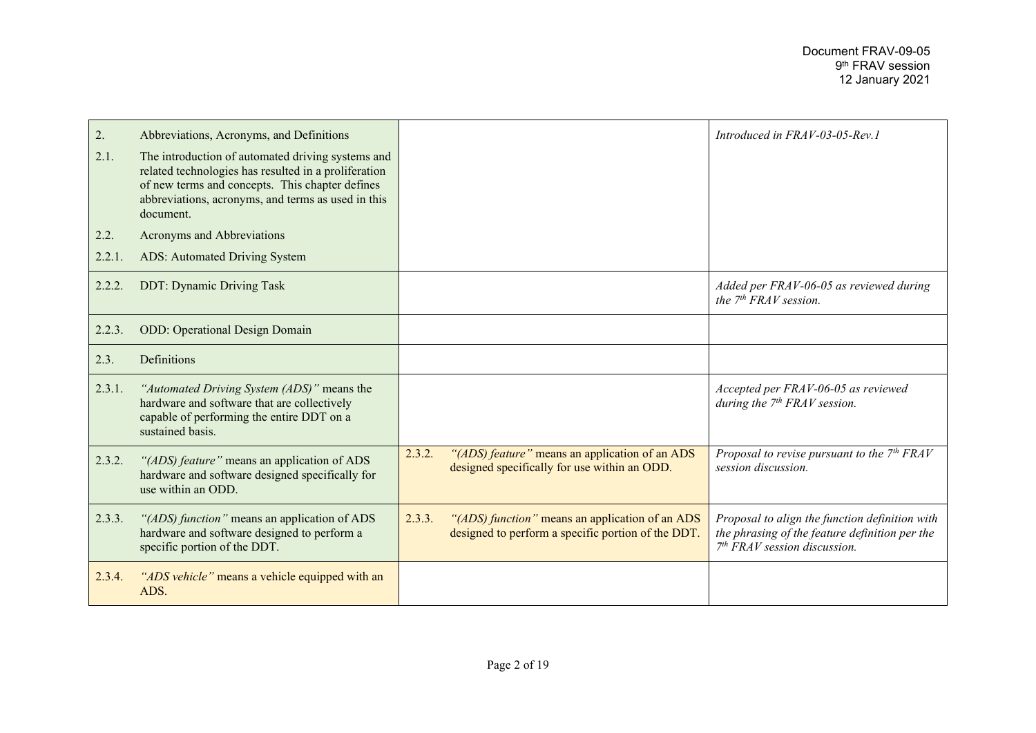| | | |
|---|---|---|
| 2. Abbreviations, Acronyms, and Definitions<br>2.1. The introduction of automated driving systems and related technologies has resulted in a proliferation of new terms and concepts. This chapter defines abbreviations, acronyms, and terms as used in this document.<br>2.2. Acronyms and Abbreviations<br>2.2.1. ADS: Automated Driving System | | *Introduced in FRAV-03-05-Rev.1* |
| 2.2.2. DDT: Dynamic Driving Task | | *Added per FRAV-06-05 as reviewed during the 7th FRAV session.* |
| 2.2.3. ODD: Operational Design Domain | | |
| 2.3. Definitions | | |
| 2.3.1. *"Automated Driving System (ADS)"* means the hardware and software that are collectively capable of performing the entire DDT on a sustained basis. | | *Accepted per FRAV-06-05 as reviewed during the 7th FRAV session.* |
| 2.3.2. *"(ADS) feature"* means an application of ADS hardware and software designed specifically for use within an ODD. | 2.3.2. *"(ADS) feature"* means an application of an ADS designed specifically for use within an ODD. | *Proposal to revise pursuant to the 7th FRAV session discussion.* |
| 2.3.3. *"(ADS) function"* means an application of ADS hardware and software designed to perform a specific portion of the DDT. | 2.3.3. *"(ADS) function"* means an application of an ADS designed to perform a specific portion of the DDT. | *Proposal to align the function definition with the phrasing of the feature definition per the 7th FRAV session discussion.* |
| 2.3.4. *"ADS vehicle"* means a vehicle equipped with an ADS. | | |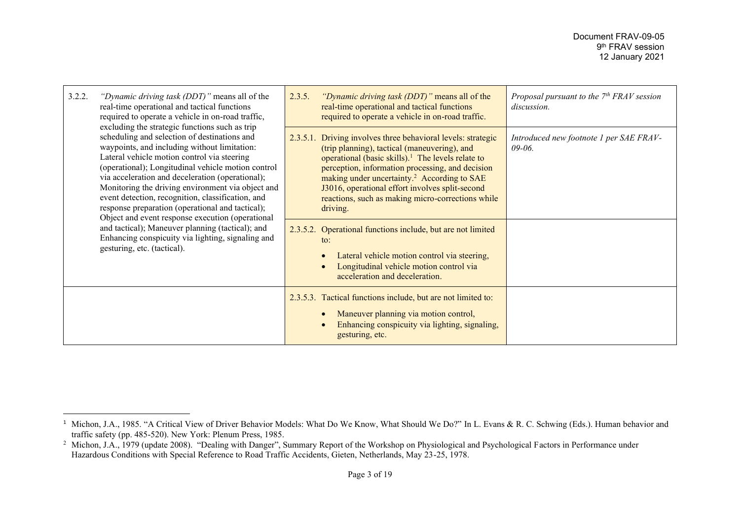| | | |
|---|---|---|
| 3.2.2. *"Dynamic driving task (DDT)"* means all of the real-time operational and tactical functions required to operate a vehicle in on-road traffic, excluding the strategic functions such as trip scheduling and selection of destinations and waypoints, and including without limitation: Lateral vehicle motion control via steering (operational); Longitudinal vehicle motion control via acceleration and deceleration (operational); Monitoring the driving environment via object and event detection, recognition, classification, and response preparation (operational and tactical); Object and event response execution (operational and tactical); Maneuver planning (tactical); and Enhancing conspicuity via lighting, signaling and gesturing, etc. (tactical). | 2.3.5. *"Dynamic driving task (DDT)"* means all of the real-time operational and tactical functions required to operate a vehicle in on-road traffic. | *Proposal pursuant to the 7th FRAV session discussion.* |
| | 2.3.5.1. Driving involves three behavioral levels: strategic (trip planning), tactical (maneuvering), and operational (basic skills).[1] The levels relate to perception, information processing, and decision making under uncertainty.[2] According to SAE J3016, operational effort involves split-second reactions, such as making micro-corrections while driving. | *Introduced new footnote 1 per SAE FRAV-09-06.* |
| | 2.3.5.2. Operational functions include, but are not limited to: <br>• Lateral vehicle motion control via steering, <br>• Longitudinal vehicle motion control via acceleration and deceleration. | |
| | 2.3.5.3. Tactical functions include, but are not limited to: <br>• Maneuver planning via motion control, <br>• Enhancing conspicuity via lighting, signaling, gesturing, etc. | |

[1] Michon, J.A., 1985. "A Critical View of Driver Behavior Models: What Do We Know, What Should We Do?" In L. Evans & R. C. Schwing (Eds.). Human behavior and traffic safety (pp. 485-520). New York: Plenum Press, 1985.

[2] Michon, J.A., 1979 (update 2008). "Dealing with Danger", Summary Report of the Workshop on Physiological and Psychological Factors in Performance under Hazardous Conditions with Special Reference to Road Traffic Accidents, Gieten, Netherlands, May 23-25, 1978.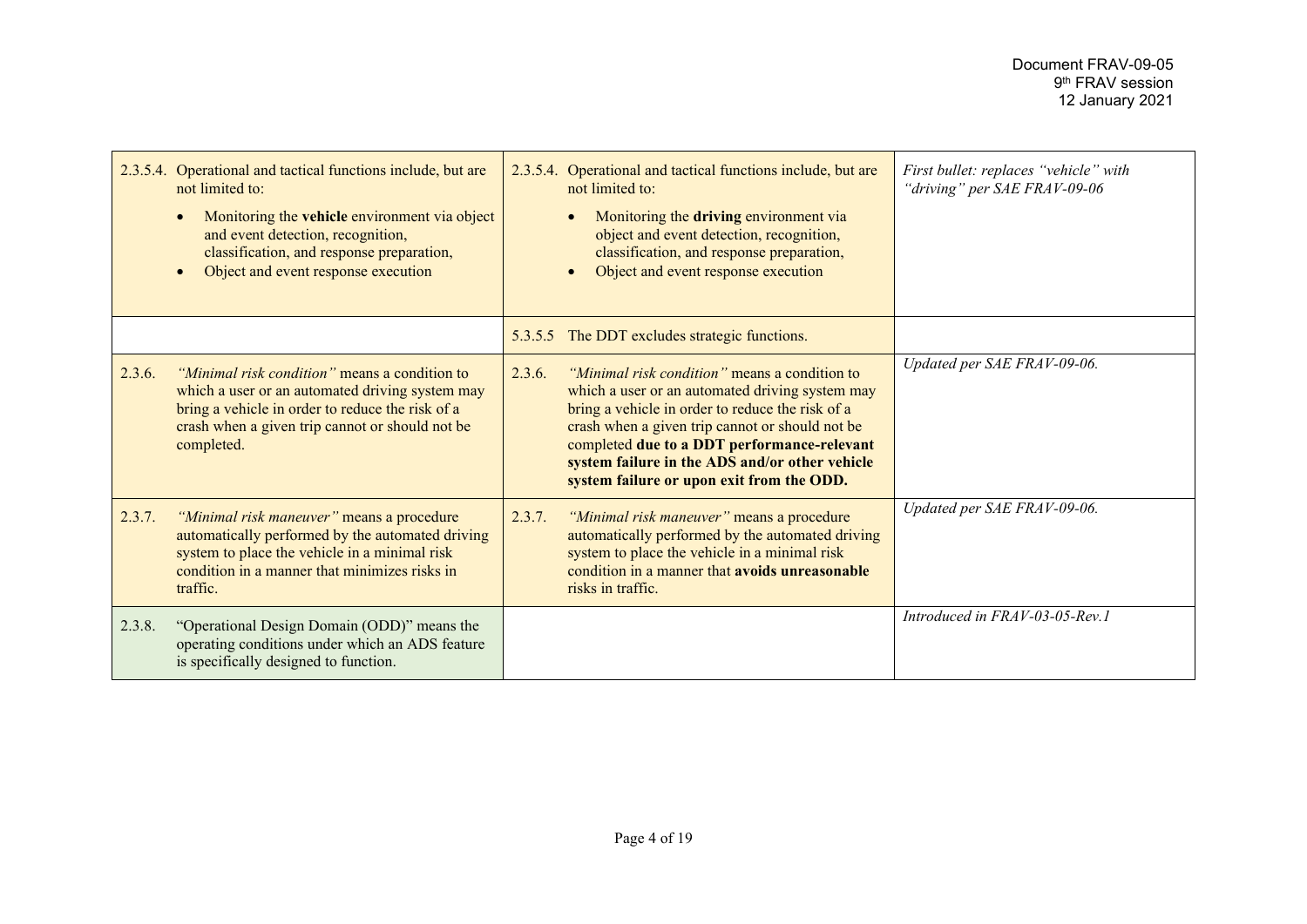| | | |
|---|---|---|
| 2.3.5.4. Operational and tactical functions include, but are not limited to:<br>• Monitoring the **vehicle** environment via object and event detection, recognition, classification, and response preparation,<br>• Object and event response execution | 2.3.5.4. Operational and tactical functions include, but are not limited to:<br>• Monitoring the **driving** environment via object and event detection, recognition, classification, and response preparation,<br>• Object and event response execution | *First bullet: replaces "vehicle" with "driving" per SAE FRAV-09-06* |
| | 5.3.5.5 The DDT excludes strategic functions. | |
| 2.3.6. *"Minimal risk condition"* means a condition to which a user or an automated driving system may bring a vehicle in order to reduce the risk of a crash when a given trip cannot or should not be completed. | 2.3.6. *"Minimal risk condition"* means a condition to which a user or an automated driving system may bring a vehicle in order to reduce the risk of a crash when a given trip cannot or should not be completed **due to a DDT performance-relevant system failure in the ADS and/or other vehicle system failure or upon exit from the ODD.** | *Updated per SAE FRAV-09-06.* |
| 2.3.7. *"Minimal risk maneuver"* means a procedure automatically performed by the automated driving system to place the vehicle in a minimal risk condition in a manner that minimizes risks in traffic. | 2.3.7. *"Minimal risk maneuver"* means a procedure automatically performed by the automated driving system to place the vehicle in a minimal risk condition in a manner that **avoids unreasonable** risks in traffic. | *Updated per SAE FRAV-09-06.* |
| 2.3.8. "Operational Design Domain (ODD)" means the operating conditions under which an ADS feature is specifically designed to function. | | *Introduced in FRAV-03-05-Rev.1* |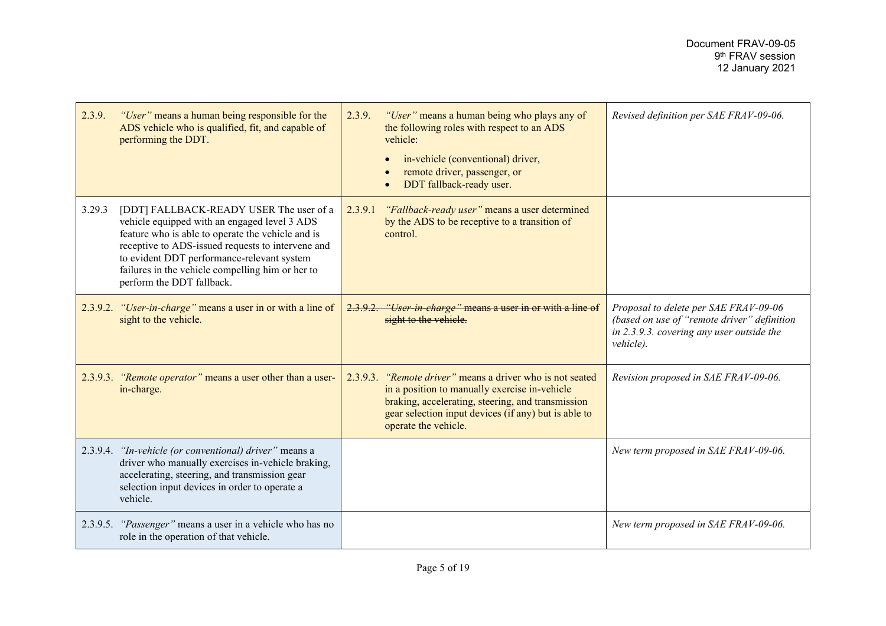| | | |
|---|---|---|
| 2.3.9. *"User"* means a human being responsible for the ADS vehicle who is qualified, fit, and capable of performing the DDT. | 2.3.9. *"User"* means a human being who plays any of the following roles with respect to an ADS vehicle:<br>• in-vehicle (conventional) driver,<br>• remote driver, passenger, or<br>• DDT fallback-ready user. | *Revised definition per SAE FRAV-09-06.* |
| 3.29.3 [DDT] FALLBACK-READY USER The user of a vehicle equipped with an engaged level 3 ADS feature who is able to operate the vehicle and is receptive to ADS-issued requests to intervene and to evident DDT performance-relevant system failures in the vehicle compelling him or her to perform the DDT fallback. | 2.3.9.1 *"Fallback-ready user"* means a user determined by the ADS to be receptive to a transition of control. | |
| 2.3.9.2. *"User-in-charge"* means a user in or with a line of sight to the vehicle. | ~~2.3.9.2. *"User-in-charge"* means a user in or with a line of sight to the vehicle.~~ | *Proposal to delete per SAE FRAV-09-06 (based on use of "remote driver" definition in 2.3.9.3. covering any user outside the vehicle).* |
| 2.3.9.3. *"Remote operator"* means a user other than a user-in-charge. | 2.3.9.3. *"Remote driver"* means a driver who is not seated in a position to manually exercise in-vehicle braking, accelerating, steering, and transmission gear selection input devices (if any) but is able to operate the vehicle. | *Revision proposed in SAE FRAV-09-06.* |
| 2.3.9.4. *"In-vehicle (or conventional) driver"* means a driver who manually exercises in-vehicle braking, accelerating, steering, and transmission gear selection input devices in order to operate a vehicle. | | *New term proposed in SAE FRAV-09-06.* |
| 2.3.9.5. *"Passenger"* means a user in a vehicle who has no role in the operation of that vehicle. | | *New term proposed in SAE FRAV-09-06.* |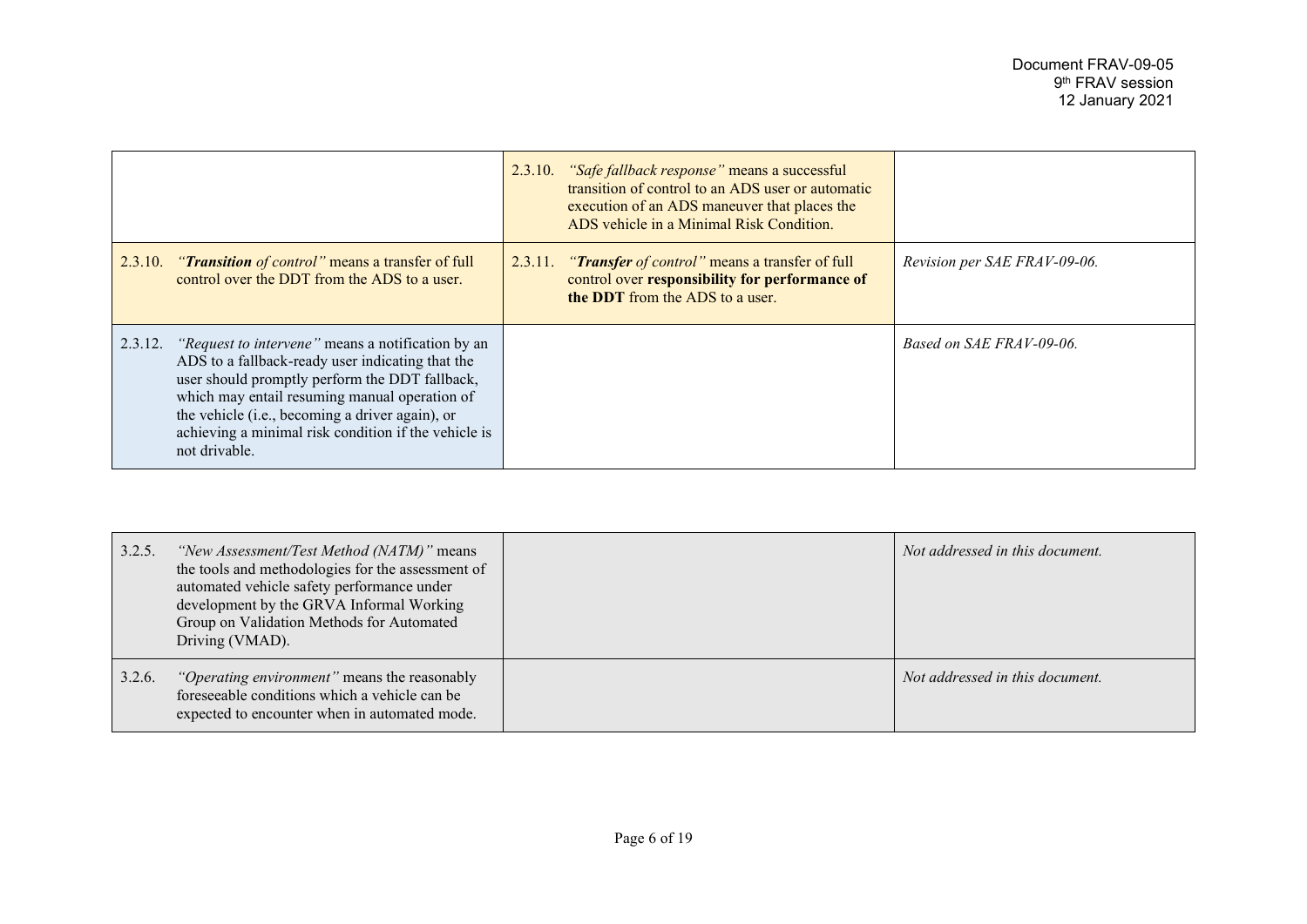Document FRAV-09-05
9th FRAV session
12 January 2021

| | | |
|---|---|---|
| | 2.3.10. *"Safe fallback response"* means a successful transition of control to an ADS user or automatic execution of an ADS maneuver that places the ADS vehicle in a Minimal Risk Condition. | |
| 2.3.10. *"**Transition** of control"* means a transfer of full control over the DDT from the ADS to a user. | 2.3.11. *"**Transfer** of control"* means a transfer of full control over **responsibility for performance of the DDT** from the ADS to a user. | *Revision per SAE FRAV-09-06.* |
| 2.3.12. *"Request to intervene"* means a notification by an ADS to a fallback-ready user indicating that the user should promptly perform the DDT fallback, which may entail resuming manual operation of the vehicle (i.e., becoming a driver again), or achieving a minimal risk condition if the vehicle is not drivable. | | *Based on SAE FRAV-09-06.* |

| | | |
|---|---|---|
| 3.2.5. *"New Assessment/Test Method (NATM)"* means the tools and methodologies for the assessment of automated vehicle safety performance under development by the GRVA Informal Working Group on Validation Methods for Automated Driving (VMAD). | | *Not addressed in this document.* |
| 3.2.6. *"Operating environment"* means the reasonably foreseeable conditions which a vehicle can be expected to encounter when in automated mode. | | *Not addressed in this document.* |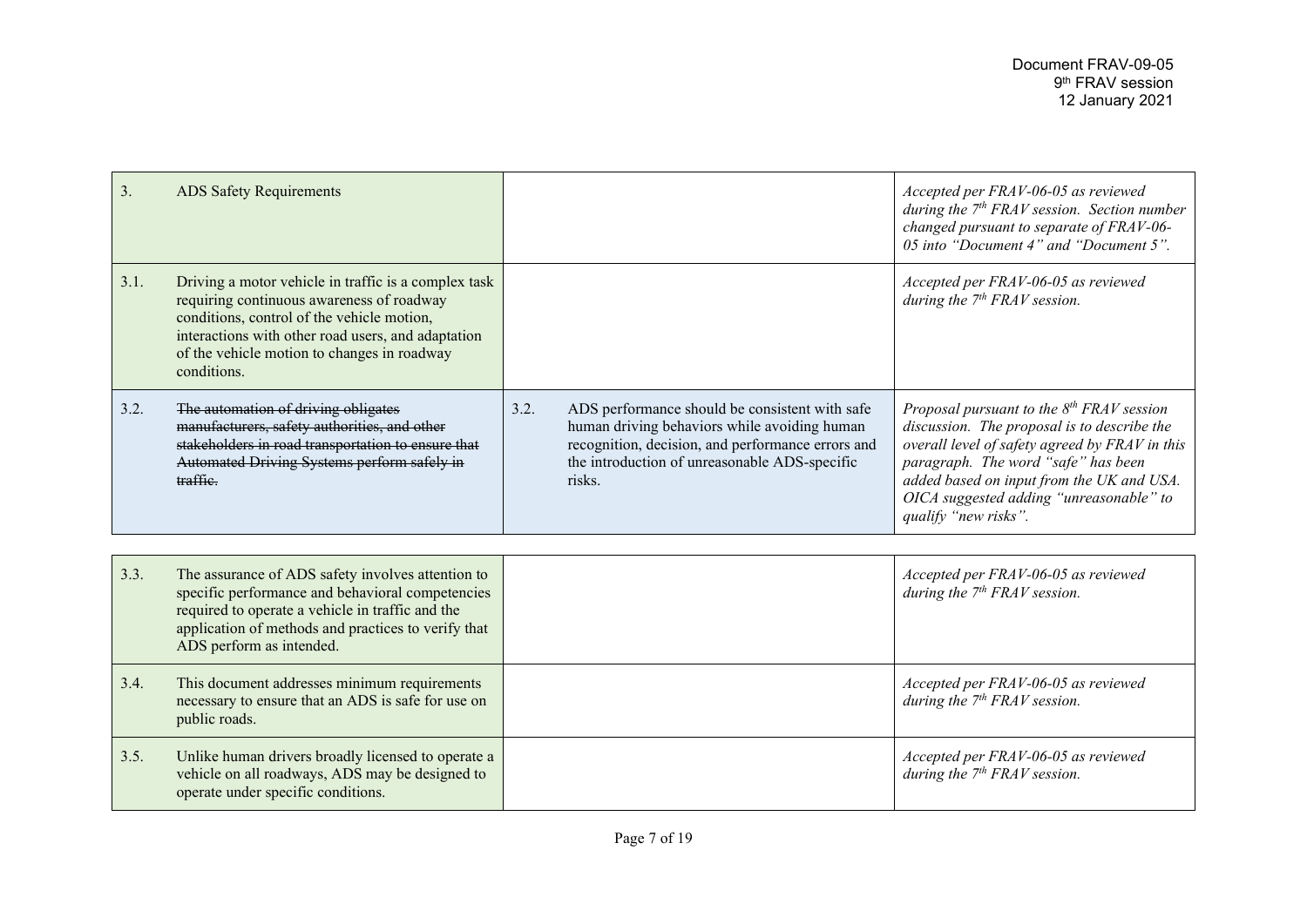| | | | | |
|---|---|---|---|---|
| 3. | ADS Safety Requirements | | | *Accepted per FRAV-06-05 as reviewed during the 7th FRAV session. Section number changed pursuant to separate of FRAV-06-05 into "Document 4" and "Document 5".* |
| 3.1. | Driving a motor vehicle in traffic is a complex task requiring continuous awareness of roadway conditions, control of the vehicle motion, interactions with other road users, and adaptation of the vehicle motion to changes in roadway conditions. | | | *Accepted per FRAV-06-05 as reviewed during the 7th FRAV session.* |
| 3.2. | ~~The automation of driving obligates manufacturers, safety authorities, and other stakeholders in road transportation to ensure that Automated Driving Systems perform safely in traffic.~~ | 3.2. | ADS performance should be consistent with safe human driving behaviors while avoiding human recognition, decision, and performance errors and the introduction of unreasonable ADS-specific risks. | *Proposal pursuant to the 8th FRAV session discussion. The proposal is to describe the overall level of safety agreed by FRAV in this paragraph. The word "safe" has been added based on input from the UK and USA. OICA suggested adding "unreasonable" to qualify "new risks".* |
| 3.3. | The assurance of ADS safety involves attention to specific performance and behavioral competencies required to operate a vehicle in traffic and the application of methods and practices to verify that ADS perform as intended. | | | *Accepted per FRAV-06-05 as reviewed during the 7th FRAV session.* |
| 3.4. | This document addresses minimum requirements necessary to ensure that an ADS is safe for use on public roads. | | | *Accepted per FRAV-06-05 as reviewed during the 7th FRAV session.* |
| 3.5. | Unlike human drivers broadly licensed to operate a vehicle on all roadways, ADS may be designed to operate under specific conditions. | | | *Accepted per FRAV-06-05 as reviewed during the 7th FRAV session.* |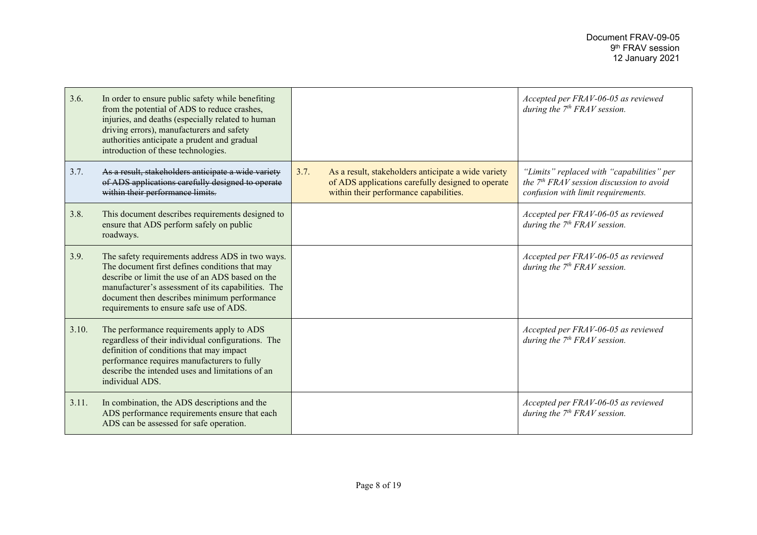| | | |
|---|---|---|
| 3.6. In order to ensure public safety while benefiting from the potential of ADS to reduce crashes, injuries, and deaths (especially related to human driving errors), manufacturers and safety authorities anticipate a prudent and gradual introduction of these technologies. | | *Accepted per FRAV-06-05 as reviewed during the 7th FRAV session.* |
| 3.7. ~~As a result, stakeholders anticipate a wide variety of ADS applications carefully designed to operate within their performance limits.~~ | 3.7. As a result, stakeholders anticipate a wide variety of ADS applications carefully designed to operate within their performance capabilities. | *"Limits" replaced with "capabilities" per the 7th FRAV session discussion to avoid confusion with limit requirements.* |
| 3.8. This document describes requirements designed to ensure that ADS perform safely on public roadways. | | *Accepted per FRAV-06-05 as reviewed during the 7th FRAV session.* |
| 3.9. The safety requirements address ADS in two ways. The document first defines conditions that may describe or limit the use of an ADS based on the manufacturer's assessment of its capabilities. The document then describes minimum performance requirements to ensure safe use of ADS. | | *Accepted per FRAV-06-05 as reviewed during the 7th FRAV session.* |
| 3.10. The performance requirements apply to ADS regardless of their individual configurations. The definition of conditions that may impact performance requires manufacturers to fully describe the intended uses and limitations of an individual ADS. | | *Accepted per FRAV-06-05 as reviewed during the 7th FRAV session.* |
| 3.11. In combination, the ADS descriptions and the ADS performance requirements ensure that each ADS can be assessed for safe operation. | | *Accepted per FRAV-06-05 as reviewed during the 7th FRAV session.* |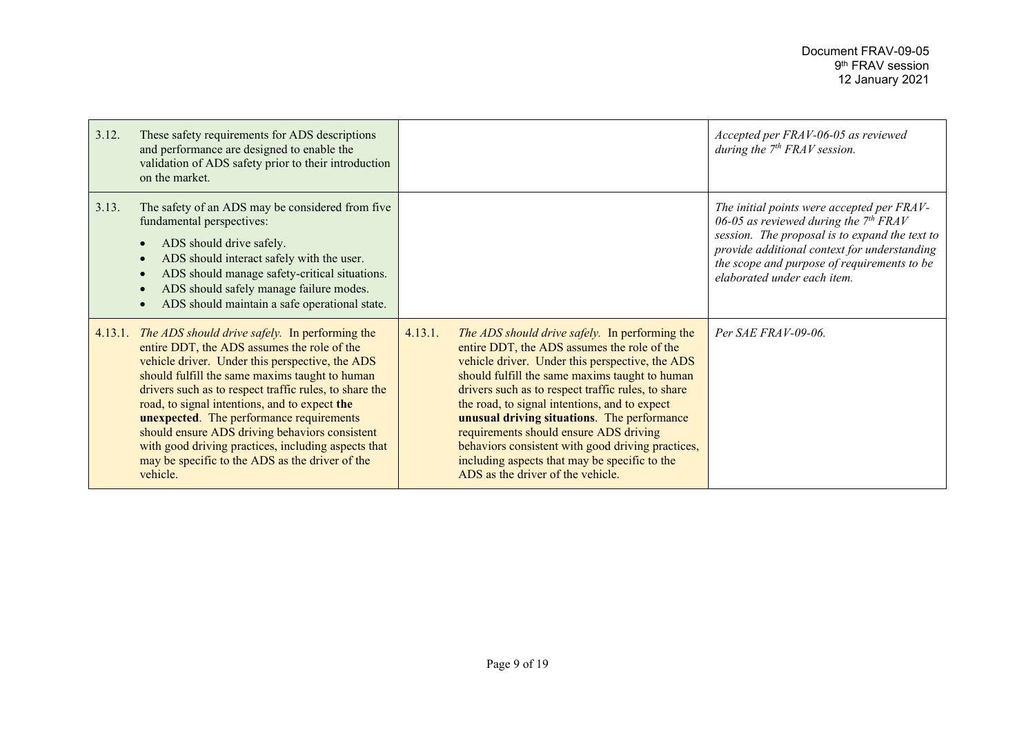| | | |
|---|---|---|
| 3.12. These safety requirements for ADS descriptions and performance are designed to enable the validation of ADS safety prior to their introduction on the market. | | *Accepted per FRAV-06-05 as reviewed during the 7th FRAV session.* |
| 3.13. The safety of an ADS may be considered from five fundamental perspectives:<br>• ADS should drive safely.<br>• ADS should interact safely with the user.<br>• ADS should manage safety-critical situations.<br>• ADS should safely manage failure modes.<br>• ADS should maintain a safe operational state. | | *The initial points were accepted per FRAV-06-05 as reviewed during the 7th FRAV session. The proposal is to expand the text to provide additional context for understanding the scope and purpose of requirements to be elaborated under each item.* |
| 4.13.1. *The ADS should drive safely.* In performing the entire DDT, the ADS assumes the role of the vehicle driver. Under this perspective, the ADS should fulfill the same maxims taught to human drivers such as to respect traffic rules, to share the road, to signal intentions, and to expect **the unexpected**. The performance requirements should ensure ADS driving behaviors consistent with good driving practices, including aspects that may be specific to the ADS as the driver of the vehicle. | 4.13.1. *The ADS should drive safely.* In performing the entire DDT, the ADS assumes the role of the vehicle driver. Under this perspective, the ADS should fulfill the same maxims taught to human drivers such as to respect traffic rules, to share the road, to signal intentions, and to expect **unusual driving situations**. The performance requirements should ensure ADS driving behaviors consistent with good driving practices, including aspects that may be specific to the ADS as the driver of the vehicle. | *Per SAE FRAV-09-06.* |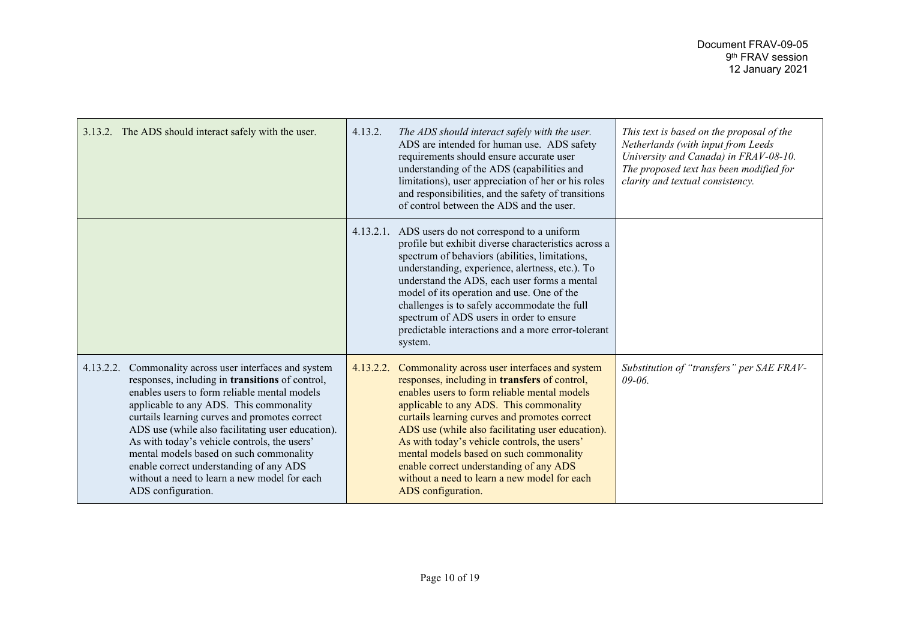| | | |
|---|---|---|
| 3.13.2. The ADS should interact safely with the user. | 4.13.2. *The ADS should interact safely with the user.* ADS are intended for human use. ADS safety requirements should ensure accurate user understanding of the ADS (capabilities and limitations), user appreciation of her or his roles and responsibilities, and the safety of transitions of control between the ADS and the user. | *This text is based on the proposal of the Netherlands (with input from Leeds University and Canada) in FRAV-08-10. The proposed text has been modified for clarity and textual consistency.* |
| | 4.13.2.1. ADS users do not correspond to a uniform profile but exhibit diverse characteristics across a spectrum of behaviors (abilities, limitations, understanding, experience, alertness, etc.). To understand the ADS, each user forms a mental model of its operation and use. One of the challenges is to safely accommodate the full spectrum of ADS users in order to ensure predictable interactions and a more error-tolerant system. | |
| 4.13.2.2. Commonality across user interfaces and system responses, including in **transitions** of control, enables users to form reliable mental models applicable to any ADS. This commonality curtails learning curves and promotes correct ADS use (while also facilitating user education). As with today's vehicle controls, the users' mental models based on such commonality enable correct understanding of any ADS without a need to learn a new model for each ADS configuration. | 4.13.2.2. Commonality across user interfaces and system responses, including in **transfers** of control, enables users to form reliable mental models applicable to any ADS. This commonality curtails learning curves and promotes correct ADS use (while also facilitating user education). As with today's vehicle controls, the users' mental models based on such commonality enable correct understanding of any ADS without a need to learn a new model for each ADS configuration. | *Substitution of "transfers" per SAE FRAV-09-06.* |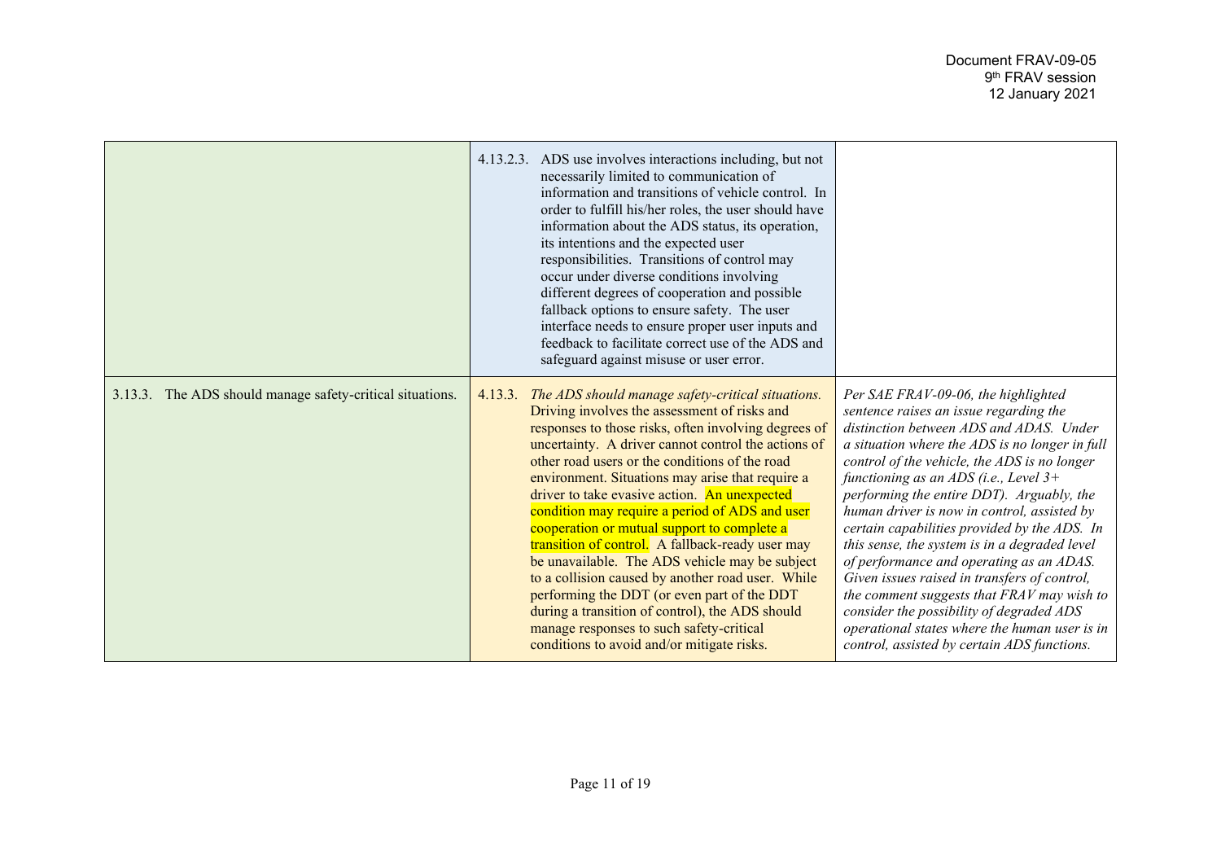| | | |
|---|---|---|
| | 4.13.2.3. ADS use involves interactions including, but not necessarily limited to communication of information and transitions of vehicle control. In order to fulfill his/her roles, the user should have information about the ADS status, its operation, its intentions and the expected user responsibilities. Transitions of control may occur under diverse conditions involving different degrees of cooperation and possible fallback options to ensure safety. The user interface needs to ensure proper user inputs and feedback to facilitate correct use of the ADS and safeguard against misuse or user error. | |
| 3.13.3. The ADS should manage safety-critical situations. | 4.13.3. *The ADS should manage safety-critical situations.* Driving involves the assessment of risks and responses to those risks, often involving degrees of uncertainty. A driver cannot control the actions of other road users or the conditions of the road environment. Situations may arise that require a driver to take evasive action. An unexpected condition may require a period of ADS and user cooperation or mutual support to complete a transition of control. A fallback-ready user may be unavailable. The ADS vehicle may be subject to a collision caused by another road user. While performing the DDT (or even part of the DDT during a transition of control), the ADS should manage responses to such safety-critical conditions to avoid and/or mitigate risks. | *Per SAE FRAV-09-06, the highlighted sentence raises an issue regarding the distinction between ADS and ADAS. Under a situation where the ADS is no longer in full control of the vehicle, the ADS is no longer functioning as an ADS (i.e., Level 3+ performing the entire DDT). Arguably, the human driver is now in control, assisted by certain capabilities provided by the ADS. In this sense, the system is in a degraded level of performance and operating as an ADAS. Given issues raised in transfers of control, the comment suggests that FRAV may wish to consider the possibility of degraded ADS operational states where the human user is in control, assisted by certain ADS functions.* |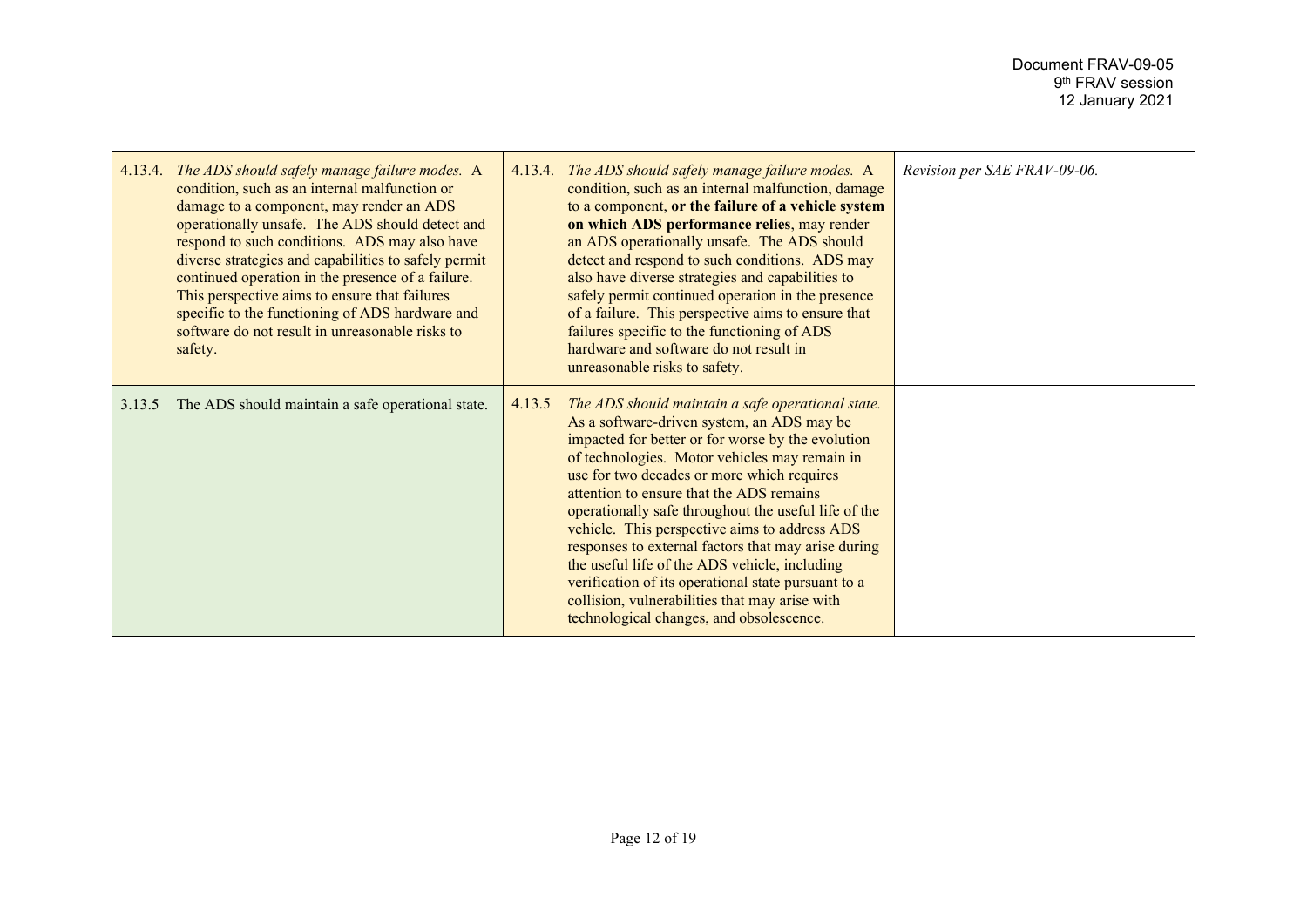| | | |
|---|---|---|
| 4.13.4. *The ADS should safely manage failure modes.* A condition, such as an internal malfunction or damage to a component, may render an ADS operationally unsafe. The ADS should detect and respond to such conditions. ADS may also have diverse strategies and capabilities to safely permit continued operation in the presence of a failure. This perspective aims to ensure that failures specific to the functioning of ADS hardware and software do not result in unreasonable risks to safety. | 4.13.4. *The ADS should safely manage failure modes.* A condition, such as an internal malfunction, damage to a component, **or the failure of a vehicle system on which ADS performance relies**, may render an ADS operationally unsafe. The ADS should detect and respond to such conditions. ADS may also have diverse strategies and capabilities to safely permit continued operation in the presence of a failure. This perspective aims to ensure that failures specific to the functioning of ADS hardware and software do not result in unreasonable risks to safety. | *Revision per SAE FRAV-09-06.* |
| 3.13.5 The ADS should maintain a safe operational state. | 4.13.5 *The ADS should maintain a safe operational state.* As a software-driven system, an ADS may be impacted for better or for worse by the evolution of technologies. Motor vehicles may remain in use for two decades or more which requires attention to ensure that the ADS remains operationally safe throughout the useful life of the vehicle. This perspective aims to address ADS responses to external factors that may arise during the useful life of the ADS vehicle, including verification of its operational state pursuant to a collision, vulnerabilities that may arise with technological changes, and obsolescence. | |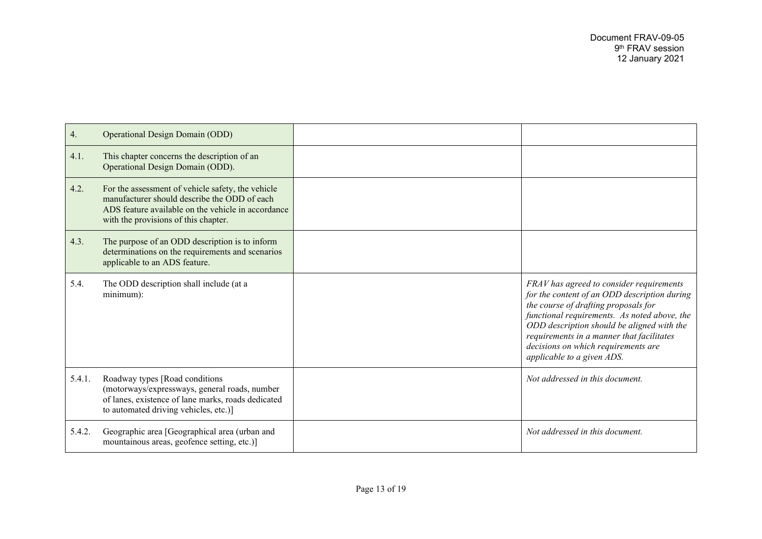Document FRAV-09-05
9th FRAV session
12 January 2021

| | | |
|---|---|---|
| 4. Operational Design Domain (ODD) | | |
| 4.1. This chapter concerns the description of an Operational Design Domain (ODD). | | |
| 4.2. For the assessment of vehicle safety, the vehicle manufacturer should describe the ODD of each ADS feature available on the vehicle in accordance with the provisions of this chapter. | | |
| 4.3. The purpose of an ODD description is to inform determinations on the requirements and scenarios applicable to an ADS feature. | | |
| 5.4. The ODD description shall include (at a minimum): | | *FRAV has agreed to consider requirements for the content of an ODD description during the course of drafting proposals for functional requirements. As noted above, the ODD description should be aligned with the requirements in a manner that facilitates decisions on which requirements are applicable to a given ADS.* |
| 5.4.1. Roadway types [Road conditions (motorways/expressways, general roads, number of lanes, existence of lane marks, roads dedicated to automated driving vehicles, etc.)] | | *Not addressed in this document.* |
| 5.4.2. Geographic area [Geographical area (urban and mountainous areas, geofence setting, etc.)] | | *Not addressed in this document.* |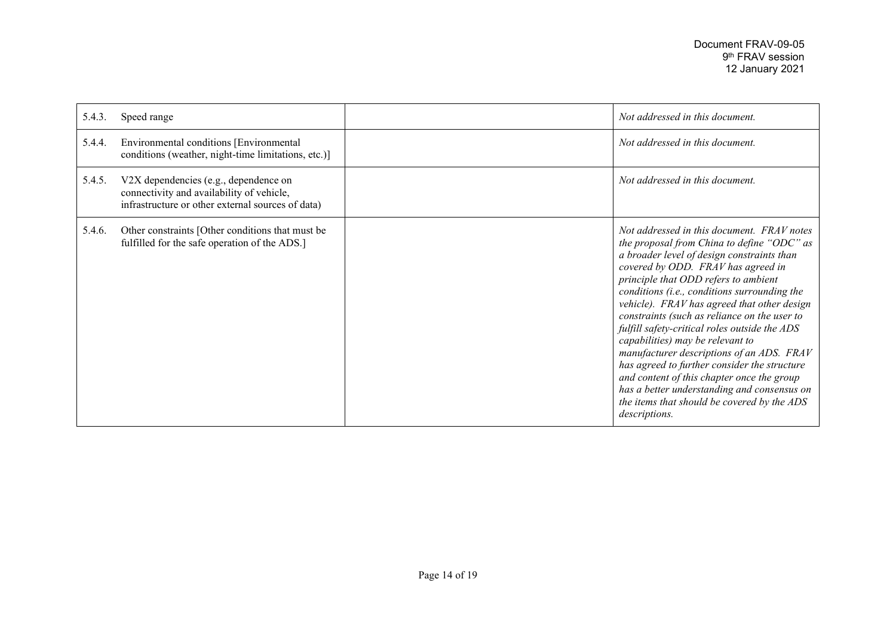| | | | |
|---|---|---|---|
| 5.4.3. | Speed range | | *Not addressed in this document.* |
| 5.4.4. | Environmental conditions [Environmental conditions (weather, night-time limitations, etc.)] | | *Not addressed in this document.* |
| 5.4.5. | V2X dependencies (e.g., dependence on connectivity and availability of vehicle, infrastructure or other external sources of data) | | *Not addressed in this document.* |
| 5.4.6. | Other constraints [Other conditions that must be fulfilled for the safe operation of the ADS.] | | *Not addressed in this document. FRAV notes the proposal from China to define "ODC" as a broader level of design constraints than covered by ODD. FRAV has agreed in principle that ODD refers to ambient conditions (i.e., conditions surrounding the vehicle). FRAV has agreed that other design constraints (such as reliance on the user to fulfill safety-critical roles outside the ADS capabilities) may be relevant to manufacturer descriptions of an ADS. FRAV has agreed to further consider the structure and content of this chapter once the group has a better understanding and consensus on the items that should be covered by the ADS descriptions.* |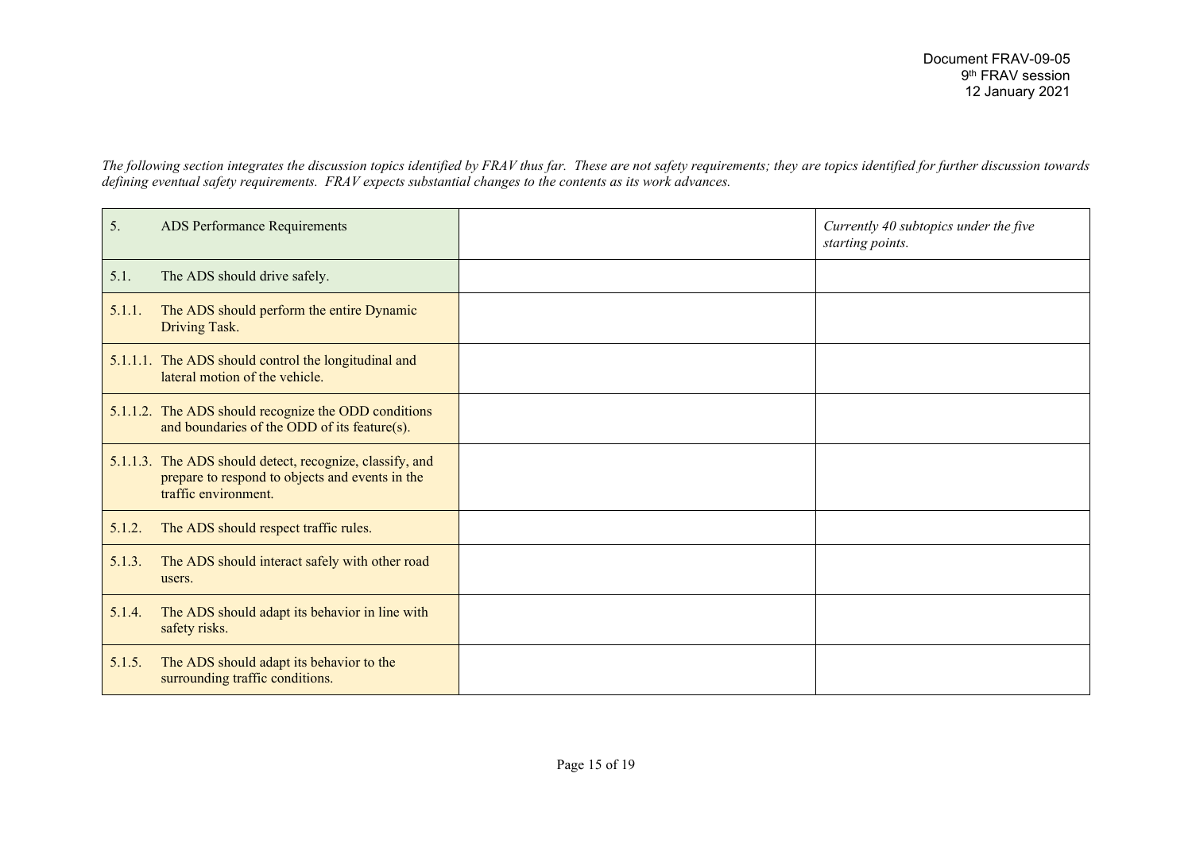Document FRAV-09-05
9th FRAV session
12 January 2021

*The following section integrates the discussion topics identified by FRAV thus far. These are not safety requirements; they are topics identified for further discussion towards defining eventual safety requirements. FRAV expects substantial changes to the contents as its work advances.*

| | | |
|---|---|---|
| 5. ADS Performance Requirements | | *Currently 40 subtopics under the five starting points.* |
| 5.1. The ADS should drive safely. | | |
| 5.1.1. The ADS should perform the entire Dynamic Driving Task. | | |
| 5.1.1.1. The ADS should control the longitudinal and lateral motion of the vehicle. | | |
| 5.1.1.2. The ADS should recognize the ODD conditions and boundaries of the ODD of its feature(s). | | |
| 5.1.1.3. The ADS should detect, recognize, classify, and prepare to respond to objects and events in the traffic environment. | | |
| 5.1.2. The ADS should respect traffic rules. | | |
| 5.1.3. The ADS should interact safely with other road users. | | |
| 5.1.4. The ADS should adapt its behavior in line with safety risks. | | |
| 5.1.5. The ADS should adapt its behavior to the surrounding traffic conditions. | | |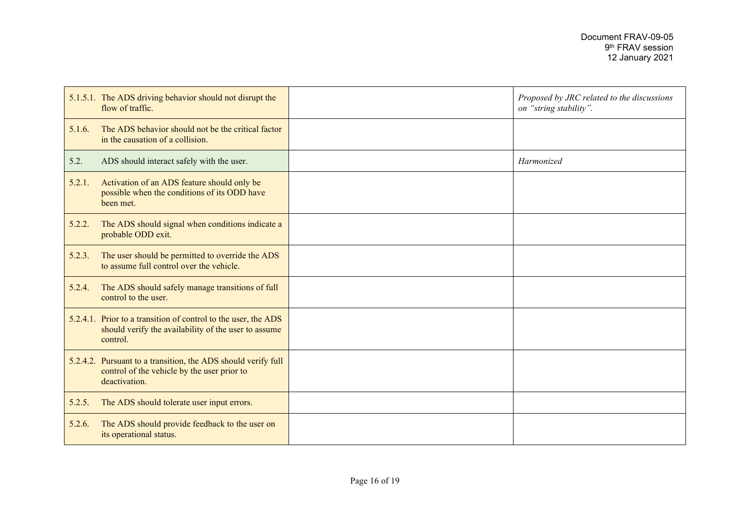| | | |
|---|---|---|
| 5.1.5.1. The ADS driving behavior should not disrupt the flow of traffic. | | *Proposed by JRC related to the discussions on "string stability".* |
| 5.1.6. The ADS behavior should not be the critical factor in the causation of a collision. | | |
| 5.2. ADS should interact safely with the user. | | *Harmonized* |
| 5.2.1. Activation of an ADS feature should only be possible when the conditions of its ODD have been met. | | |
| 5.2.2. The ADS should signal when conditions indicate a probable ODD exit. | | |
| 5.2.3. The user should be permitted to override the ADS to assume full control over the vehicle. | | |
| 5.2.4. The ADS should safely manage transitions of full control to the user. | | |
| 5.2.4.1. Prior to a transition of control to the user, the ADS should verify the availability of the user to assume control. | | |
| 5.2.4.2. Pursuant to a transition, the ADS should verify full control of the vehicle by the user prior to deactivation. | | |
| 5.2.5. The ADS should tolerate user input errors. | | |
| 5.2.6. The ADS should provide feedback to the user on its operational status. | | |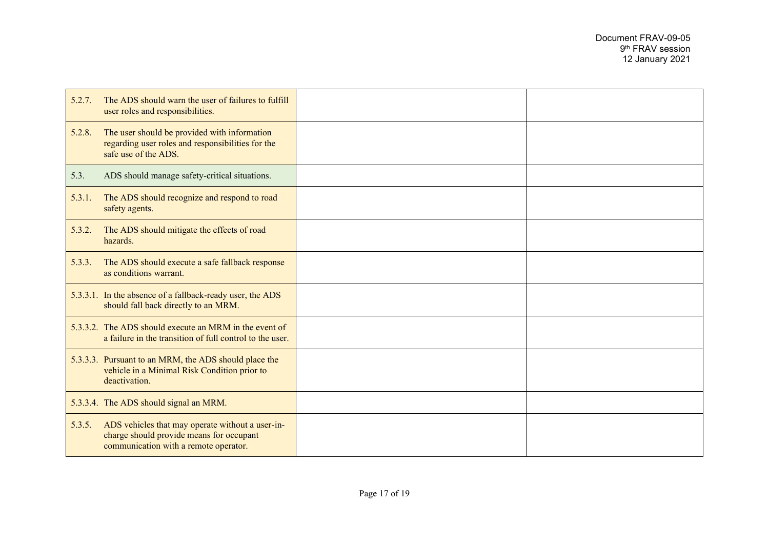| | | |
|---|---|---|
| 5.2.7. The ADS should warn the user of failures to fulfill user roles and responsibilities. | | |
| 5.2.8. The user should be provided with information regarding user roles and responsibilities for the safe use of the ADS. | | |
| 5.3. ADS should manage safety-critical situations. | | |
| 5.3.1. The ADS should recognize and respond to road safety agents. | | |
| 5.3.2. The ADS should mitigate the effects of road hazards. | | |
| 5.3.3. The ADS should execute a safe fallback response as conditions warrant. | | |
| 5.3.3.1. In the absence of a fallback-ready user, the ADS should fall back directly to an MRM. | | |
| 5.3.3.2. The ADS should execute an MRM in the event of a failure in the transition of full control to the user. | | |
| 5.3.3.3. Pursuant to an MRM, the ADS should place the vehicle in a Minimal Risk Condition prior to deactivation. | | |
| 5.3.3.4. The ADS should signal an MRM. | | |
| 5.3.5. ADS vehicles that may operate without a user-in-charge should provide means for occupant communication with a remote operator. | | |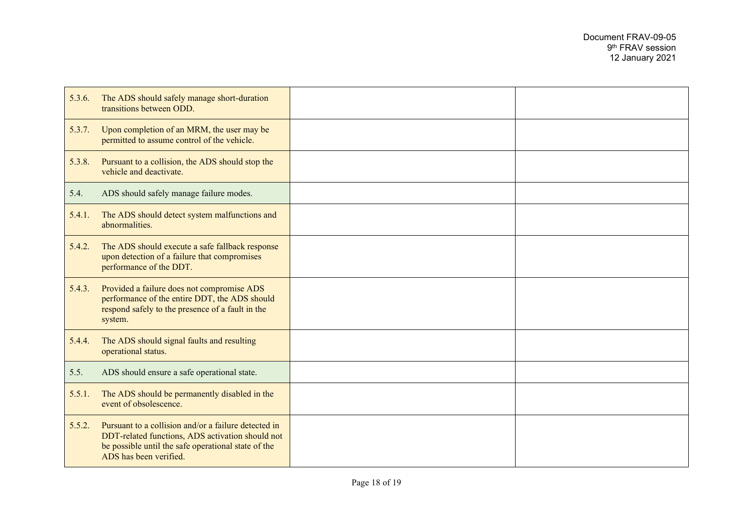| | | |
|---|---|---|
| 5.3.6. The ADS should safely manage short-duration transitions between ODD. | | |
| 5.3.7. Upon completion of an MRM, the user may be permitted to assume control of the vehicle. | | |
| 5.3.8. Pursuant to a collision, the ADS should stop the vehicle and deactivate. | | |
| 5.4. ADS should safely manage failure modes. | | |
| 5.4.1. The ADS should detect system malfunctions and abnormalities. | | |
| 5.4.2. The ADS should execute a safe fallback response upon detection of a failure that compromises performance of the DDT. | | |
| 5.4.3. Provided a failure does not compromise ADS performance of the entire DDT, the ADS should respond safely to the presence of a fault in the system. | | |
| 5.4.4. The ADS should signal faults and resulting operational status. | | |
| 5.5. ADS should ensure a safe operational state. | | |
| 5.5.1. The ADS should be permanently disabled in the event of obsolescence. | | |
| 5.5.2. Pursuant to a collision and/or a failure detected in DDT-related functions, ADS activation should not be possible until the safe operational state of the ADS has been verified. | | |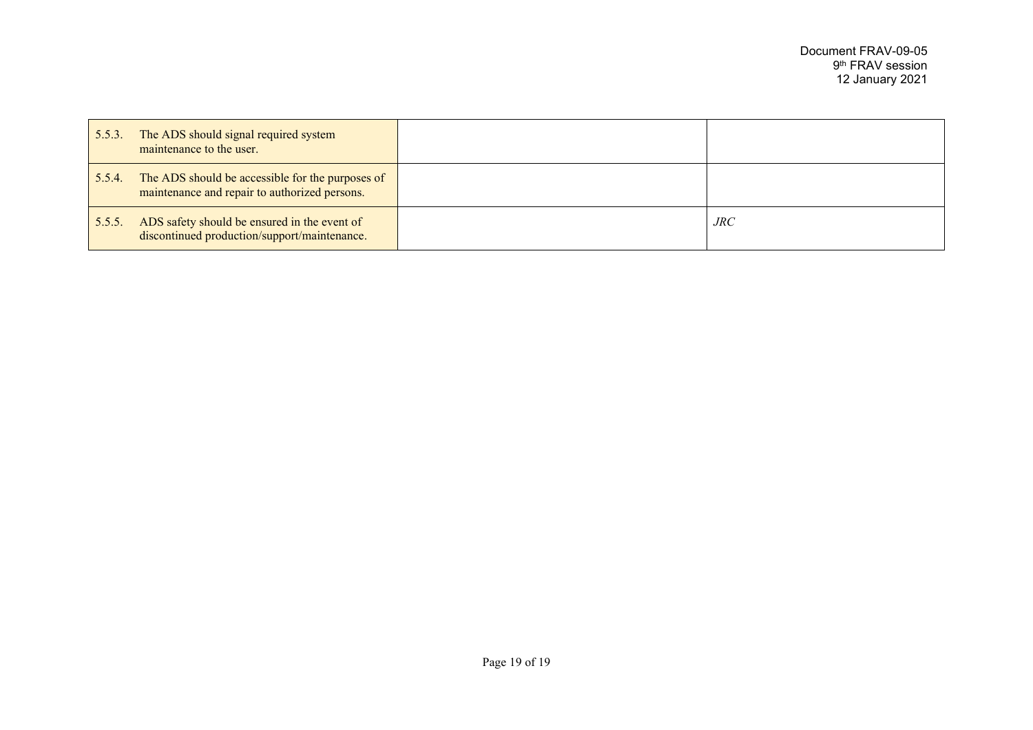| | | |
|---|---|---|
| 5.5.3. The ADS should signal required system maintenance to the user. | | |
| 5.5.4. The ADS should be accessible for the purposes of maintenance and repair to authorized persons. | | |
| 5.5.5. ADS safety should be ensured in the event of discontinued production/support/maintenance. | | *JRC* |